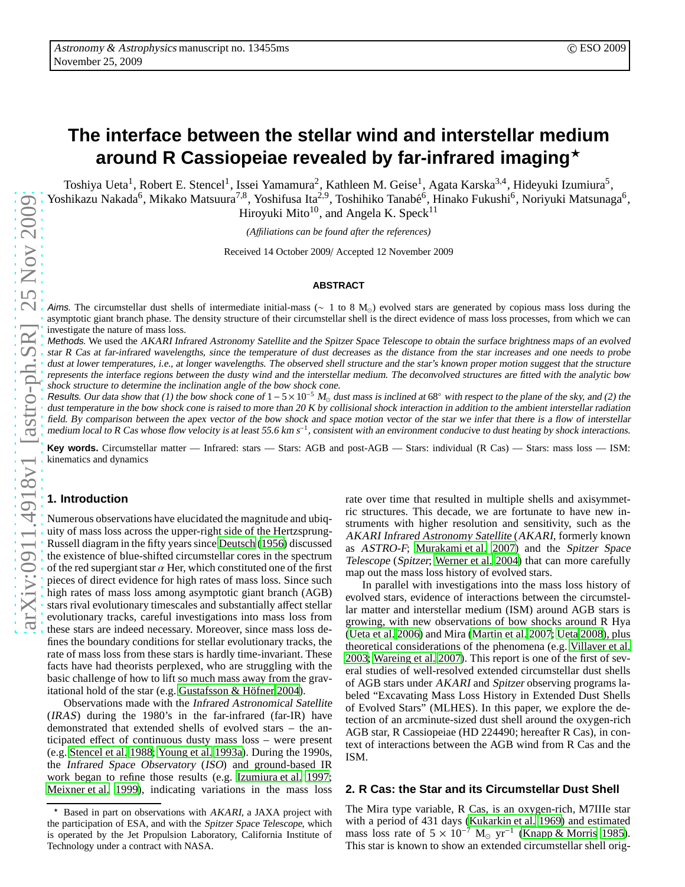# The interface between the stellar wind and interstellar medium around R Cassiopeiae revealed by far-infrared imaging*

Toshiya Ueta[1], Robert E. Stencel[1], Issei Yamamura[2], Kathleen M. Geise[1], Agata Karska[3,4], Hideyuki Izumiura[5], Yoshikazu Nakada[6], Mikako Matsuura[7,8], Yoshifusa Ita[2,9], Toshihiko Tanabé[6], Hinako Fukushi[6], Noriyuki Matsunaga[6], Hiroyuki Mito[10], and Angela K. Speck[11]

*(Affiliations can be found after the references)*

Received 14 October 2009/ Accepted 12 November 2009

## ABSTRACT

*Aims.* The circumstellar dust shells of intermediate initial-mass ($\sim$ 1 to 8 $M_\odot$) evolved stars are generated by copious mass loss during the asymptotic giant branch phase. The density structure of their circumstellar shell is the direct evidence of mass loss processes, from which we can investigate the nature of mass loss.

*Methods.* We used the *AKARI Infrared Astronomy Satellite* and the *Spitzer Space Telescope* to obtain the surface brightness maps of an evolved star R Cas at far-infrared wavelengths, since the temperature of dust decreases as the distance from the star increases and one needs to probe dust at lower temperatures, i.e., at longer wavelengths. The observed shell structure and the star's known proper motion suggest that the structure represents the interface regions between the dusty wind and the interstellar medium. The deconvolved structures are fitted with the analytic bow shock structure to determine the inclination angle of the bow shock cone.

*Results.* Our data show that (1) the bow shock cone of $1-5\times10^{-5}$ $M_\odot$ dust mass is inclined at 68° with respect to the plane of the sky, and (2) the dust temperature in the bow shock cone is raised to more than 20 K by collisional shock interaction in addition to the ambient interstellar radiation field. By comparison between the apex vector of the bow shock and space motion vector of the star we infer that there is a flow of interstellar medium local to R Cas whose flow velocity is at least 55.6 km s$^{-1}$, consistent with an environment conducive to dust heating by shock interactions.

**Key words.** Circumstellar matter — Infrared: stars — Stars: AGB and post-AGB — Stars: individual (R Cas) — Stars: mass loss — ISM: kinematics and dynamics

## 1. Introduction

Numerous observations have elucidated the magnitude and ubiquity of mass loss across the upper-right side of the Hertzsprung-Russell diagram in the fifty years since Deutsch (1956) discussed the existence of blue-shifted circumstellar cores in the spectrum of the red supergiant star $\alpha$ Her, which constituted one of the first pieces of direct evidence for high rates of mass loss. Since such high rates of mass loss among asymptotic giant branch (AGB) stars rival evolutionary timescales and substantially affect stellar evolutionary tracks, careful investigations into mass loss from these stars are indeed necessary. Moreover, since mass loss defines the boundary conditions for stellar evolutionary tracks, the rate of mass loss from these stars is hardly time-invariant. These facts have had theorists perplexed, who are struggling with the basic challenge of how to lift so much mass away from the gravitational hold of the star (e.g. Gustafsson & Höfner 2004).

Observations made with the *Infrared Astronomical Satellite* (*IRAS*) during the 1980's in the far-infrared (far-IR) have demonstrated that extended shells of evolved stars – the anticipated effect of continuous dusty mass loss – were present (e.g. Stencel et al. 1988; Young et al. 1993a). During the 1990s, the *Infrared Space Observatory* (*ISO*) and ground-based IR work began to refine those results (e.g. Izumiura et al. 1997; Meixner et al. 1999), indicating variations in the mass loss rate over time that resulted in multiple shells and axisymmetric structures. This decade, we are fortunate to have new instruments with higher resolution and sensitivity, such as the *AKARI Infrared Astronomy Satellite* (*AKARI*, formerly known as *ASTRO-F*; Murakami et al. 2007) and the *Spitzer Space Telescope* (*Spitzer*; Werner et al. 2004) that can more carefully map out the mass loss history of evolved stars.

In parallel with investigations into the mass loss history of evolved stars, evidence of interactions between the circumstellar matter and interstellar medium (ISM) around AGB stars is growing, with new observations of bow shocks around R Hya (Ueta et al. 2006) and Mira (Martin et al. 2007; Ueta 2008), plus theoretical considerations of the phenomena (e.g. Villaver et al. 2003; Wareing et al. 2007). This report is one of the first of several studies of well-resolved extended circumstellar dust shells of AGB stars under *AKARI* and *Spitzer* observing programs labeled "Excavating Mass Loss History in Extended Dust Shells of Evolved Stars" (MLHES). In this paper, we explore the detection of an arcminute-sized dust shell around the oxygen-rich AGB star, R Cassiopeiae (HD 224490; hereafter R Cas), in context of interactions between the AGB wind from R Cas and the ISM.

## 2. R Cas: the Star and its Circumstellar Dust Shell

The Mira type variable, R Cas, is an oxygen-rich, M7IIIe star with a period of 431 days (Kukarkin et al. 1969) and estimated mass loss rate of $5 \times 10^{-7}$ $M_\odot$ yr$^{-1}$ (Knapp & Morris 1985). This star is known to show an extended circumstellar shell orig-

* Based in part on observations with *AKARI*, a JAXA project with the participation of ESA, and with the *Spitzer Space Telescope*, which is operated by the Jet Propulsion Laboratory, California Institute of Technology under a contract with NASA.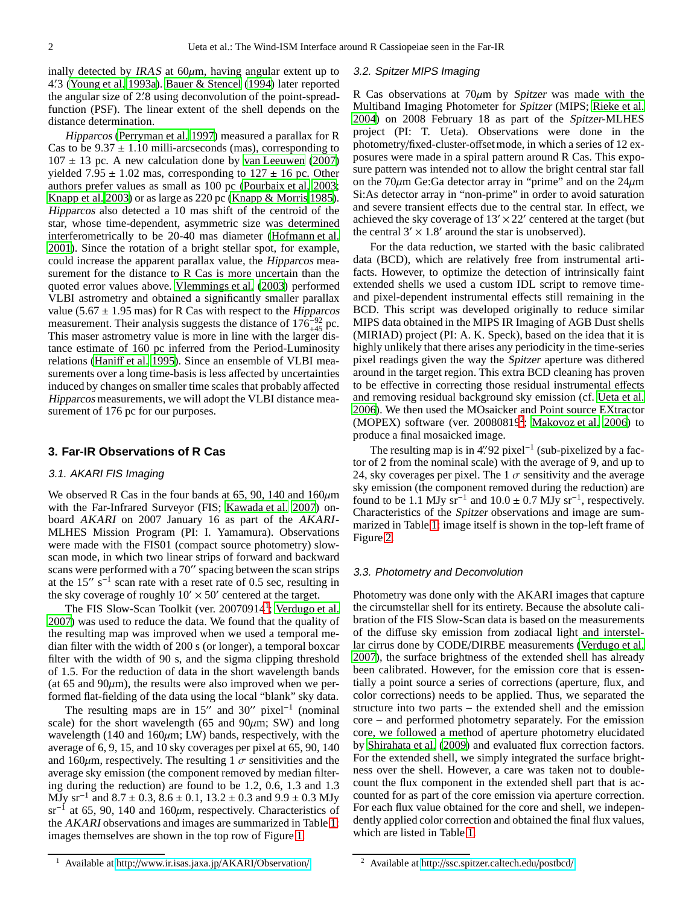inally detected by *IRAS* at 60$\mu$m, having angular extent up to 4.′3 (Young et al. 1993a). Bauer & Stencel (1994) later reported the angular size of 2.′8 using deconvolution of the point-spread-function (PSF). The linear extent of the shell depends on the distance determination.

*Hipparcos* (Perryman et al. 1997) measured a parallax for R Cas to be 9.37 ± 1.10 milli-arcseconds (mas), corresponding to 107 ± 13 pc. A new calculation done by van Leeuwen (2007) yielded 7.95 ± 1.02 mas, corresponding to 127 ± 16 pc. Other authors prefer values as small as 100 pc (Pourbaix et al. 2003; Knapp et al. 2003) or as large as 220 pc (Knapp & Morris 1985). *Hipparcos* also detected a 10 mas shift of the centroid of the star, whose time-dependent, asymmetric size was determined interferometrically to be 20-40 mas diameter (Hofmann et al. 2001). Since the rotation of a bright stellar spot, for example, could increase the apparent parallax value, the *Hipparcos* measurement for the distance to R Cas is more uncertain than the quoted error values above. Vlemmings et al. (2003) performed VLBI astrometry and obtained a significantly smaller parallax value (5.67 ± 1.95 mas) for R Cas with respect to the *Hipparcos* measurement. Their analysis suggests the distance of $176^{-92}_{+45}$ pc. This maser astrometry value is more in line with the larger distance estimate of 160 pc inferred from the Period-Luminosity relations (Haniff et al. 1995). Since an ensemble of VLBI measurements over a long time-basis is less affected by uncertainties induced by changes on smaller time scales that probably affected *Hipparcos* measurements, we will adopt the VLBI distance measurement of 176 pc for our purposes.

## 3. Far-IR Observations of R Cas

### 3.1. AKARI FIS Imaging

We observed R Cas in the four bands at 65, 90, 140 and 160$\mu$m with the Far-Infrared Surveyor (FIS; Kawada et al. 2007) onboard *AKARI* on 2007 January 16 as part of the *AKARI*-MLHES Mission Program (PI: I. Yamamura). Observations were made with the FIS01 (compact source photometry) slow-scan mode, in which two linear strips of forward and backward scans were performed with a 70′′ spacing between the scan strips at the 15′′ s$^{-1}$ scan rate with a reset rate of 0.5 sec, resulting in the sky coverage of roughly 10′ × 50′ centered at the target.

The FIS Slow-Scan Toolkit (ver. 20070914[1]; Verdugo et al. 2007) was used to reduce the data. We found that the quality of the resulting map was improved when we used a temporal median filter with the width of 200 s (or longer), a temporal boxcar filter with the width of 90 s, and the sigma clipping threshold of 1.5. For the reduction of data in the short wavelength bands (at 65 and 90$\mu$m), the results were also improved when we performed flat-fielding of the data using the local "blank" sky data.

The resulting maps are in 15′′ and 30′′ pixel$^{-1}$ (nominal scale) for the short wavelength (65 and 90$\mu$m; SW) and long wavelength (140 and 160$\mu$m; LW) bands, respectively, with the average of 6, 9, 15, and 10 sky coverages per pixel at 65, 90, 140 and 160$\mu$m, respectively. The resulting 1 $\sigma$ sensitivities and the average sky emission (the component removed by median filtering during the reduction) are found to be 1.2, 0.6, 1.3 and 1.3 MJy sr$^{-1}$ and 8.7 ± 0.3, 8.6 ± 0.1, 13.2 ± 0.3 and 9.9 ± 0.3 MJy sr$^{-1}$ at 65, 90, 140 and 160$\mu$m, respectively. Characteristics of the *AKARI* observations and images are summarized in Table 1; images themselves are shown in the top row of Figure 1.

### 3.2. Spitzer MIPS Imaging

R Cas observations at 70$\mu$m by *Spitzer* was made with the Multiband Imaging Photometer for *Spitzer* (MIPS; Rieke et al. 2004) on 2008 February 18 as part of the *Spitzer*-MLHES project (PI: T. Ueta). Observations were done in the photometry/fixed-cluster-offset mode, in which a series of 12 exposures were made in a spiral pattern around R Cas. This exposure pattern was intended not to allow the bright central star fall on the 70$\mu$m Ge:Ga detector array in "prime" and on the 24$\mu$m Si:As detector array in "non-prime" in order to avoid saturation and severe transient effects due to the central star. In effect, we achieved the sky coverage of 13′ × 22′ centered at the target (but the central 3′ × 1.8′ around the star is unobserved).

For the data reduction, we started with the basic calibrated data (BCD), which are relatively free from instrumental artifacts. However, to optimize the detection of intrinsically faint extended shells we used a custom IDL script to remove time- and pixel-dependent instrumental effects still remaining in the BCD. This script was developed originally to reduce similar MIPS data obtained in the MIPS IR Imaging of AGB Dust shells (MIRIAD) project (PI: A. K. Speck), based on the idea that it is highly unlikely that there arises any periodicity in the time-series pixel readings given the way the *Spitzer* aperture was dithered around in the target region. This extra BCD cleaning has proven to be effective in correcting those residual instrumental effects and removing residual background sky emission (cf. Ueta et al. 2006). We then used the MOsaicker and Point source EXtractor (MOPEX) software (ver. 20080819[2]; Makovoz et al. 2006) to produce a final mosaicked image.

The resulting map is in 4.′′92 pixel$^{-1}$ (sub-pixelized by a factor of 2 from the nominal scale) with the average of 9, and up to 24, sky coverages per pixel. The 1 $\sigma$ sensitivity and the average sky emission (the component removed during the reduction) are found to be 1.1 MJy sr$^{-1}$ and 10.0 ± 0.7 MJy sr$^{-1}$, respectively. Characteristics of the *Spitzer* observations and image are summarized in Table 1; image itself is shown in the top-left frame of Figure 2.

### 3.3. Photometry and Deconvolution

Photometry was done only with the AKARI images that capture the circumstellar shell for its entirety. Because the absolute calibration of the FIS Slow-Scan data is based on the measurements of the diffuse sky emission from zodiacal light and interstellar cirrus done by CODE/DIRBE measurements (Verdugo et al. 2007), the surface brightness of the extended shell has already been calibrated. However, for the emission core that is essentially a point source a series of corrections (aperture, flux, and color corrections) needs to be applied. Thus, we separated the structure into two parts – the extended shell and the emission core – and performed photometry separately. For the emission core, we followed a method of aperture photometry elucidated by Shirahata et al. (2009) and evaluated flux correction factors. For the extended shell, we simply integrated the surface brightness over the shell. However, a care was taken not to double-count the flux component in the extended shell part that is accounted for as part of the core emission via aperture correction. For each flux value obtained for the core and shell, we independently applied color correction and obtained the final flux values, which are listed in Table 1.

---

[1] Available at http://www.ir.isas.jaxa.jp/AKARI/Observation/

[2] Available at http://ssc.spitzer.caltech.edu/postbcd/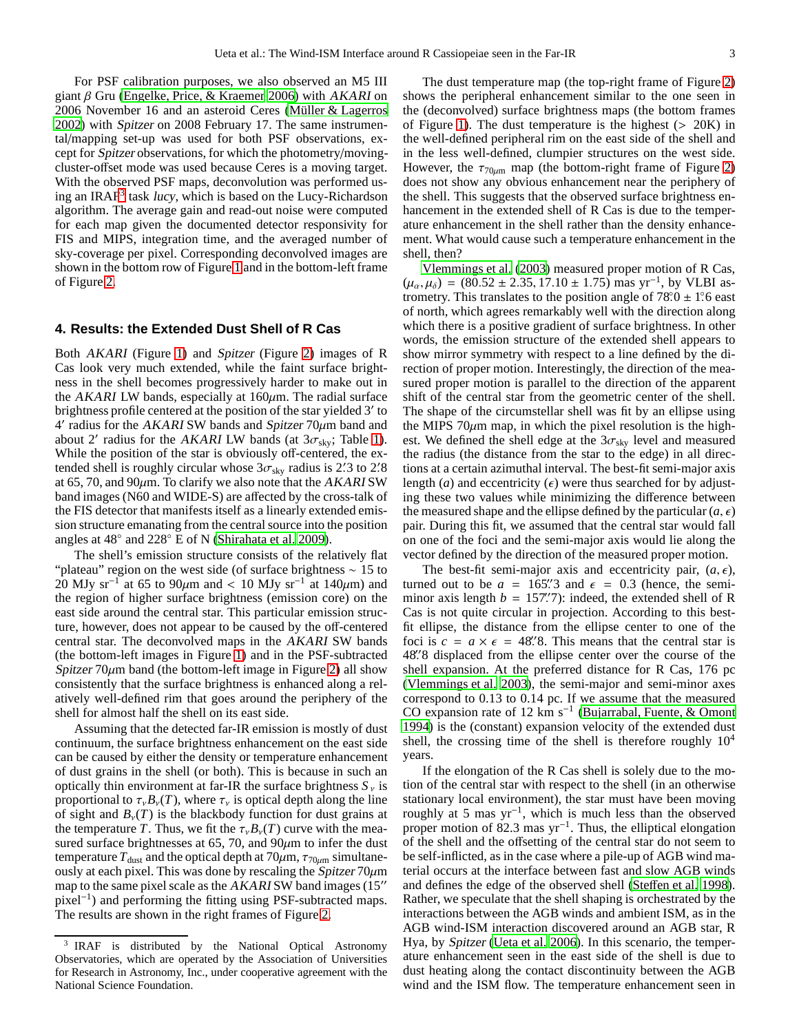For PSF calibration purposes, we also observed an M5 III giant $\beta$ Gru (Engelke, Price, & Kraemer 2006) with *AKARI* on 2006 November 16 and an asteroid Ceres (Müller & Lagerros 2002) with *Spitzer* on 2008 February 17. The same instrumental/mapping set-up was used for both PSF observations, except for *Spitzer* observations, for which the photometry/moving-cluster-offset mode was used because Ceres is a moving target. With the observed PSF maps, deconvolution was performed using an IRAF[3] task *lucy*, which is based on the Lucy-Richardson algorithm. The average gain and read-out noise were computed for each map given the documented detector responsivity for FIS and MIPS, integration time, and the averaged number of sky-coverage per pixel. Corresponding deconvolved images are shown in the bottom row of Figure 1 and in the bottom-left frame of Figure 2.

## 4. Results: the Extended Dust Shell of R Cas

Both *AKARI* (Figure 1) and *Spitzer* (Figure 2) images of R Cas look very much extended, while the faint surface brightness in the shell becomes progressively harder to make out in the *AKARI* LW bands, especially at 160$\mu$m. The radial surface brightness profile centered at the position of the star yielded 3′ to 4′ radius for the *AKARI* SW bands and *Spitzer* 70$\mu$m band and about 2′ radius for the *AKARI* LW bands (at $3\sigma_{\rm sky}$; Table 1). While the position of the star is obviously off-centered, the extended shell is roughly circular whose $3\sigma_{\rm sky}$ radius is 2.′3 to 2.′8 at 65, 70, and 90$\mu$m. To clarify we also note that the *AKARI* SW band images (N60 and WIDE-S) are affected by the cross-talk of the FIS detector that manifests itself as a linearly extended emission structure emanating from the central source into the position angles at 48° and 228° E of N (Shirahata et al. 2009).

The shell's emission structure consists of the relatively flat "plateau" region on the west side (of surface brightness $\sim$ 15 to 20 MJy sr$^{-1}$ at 65 to 90$\mu$m and < 10 MJy sr$^{-1}$ at 140$\mu$m) and the region of higher surface brightness (emission core) on the east side around the central star. This particular emission structure, however, does not appear to be caused by the off-centered central star. The deconvolved maps in the *AKARI* SW bands (the bottom-left images in Figure 1) and in the PSF-subtracted *Spitzer* 70$\mu$m band (the bottom-left image in Figure 2) all show consistently that the surface brightness is enhanced along a relatively well-defined rim that goes around the periphery of the shell for almost half the shell on its east side.

Assuming that the detected far-IR emission is mostly of dust continuum, the surface brightness enhancement on the east side can be caused by either the density or temperature enhancement of dust grains in the shell (or both). This is because in such an optically thin environment at far-IR the surface brightness $S_\nu$ is proportional to $\tau_\nu B_\nu(T)$, where $\tau_\nu$ is optical depth along the line of sight and $B_\nu(T)$ is the blackbody function for dust grains at the temperature $T$. Thus, we fit the $\tau_\nu B_\nu(T)$ curve with the measured surface brightnesses at 65, 70, and 90$\mu$m to infer the dust temperature $T_{\rm dust}$ and the optical depth at 70$\mu$m, $\tau_{70\mu{\rm m}}$ simultaneously at each pixel. This was done by rescaling the *Spitzer* 70$\mu$m map to the same pixel scale as the *AKARI* SW band images (15″ pixel$^{-1}$) and performing the fitting using PSF-subtracted maps. The results are shown in the right frames of Figure 2.

The dust temperature map (the top-right frame of Figure 2) shows the peripheral enhancement similar to the one seen in the (deconvolved) surface brightness maps (the bottom frames of Figure 1). The dust temperature is the highest (> 20K) in the well-defined peripheral rim on the east side of the shell and in the less well-defined, clumpier structures on the west side. However, the $\tau_{70\mu{\rm m}}$ map (the bottom-right frame of Figure 2) does not show any obvious enhancement near the periphery of the shell. This suggests that the observed surface brightness enhancement in the extended shell of R Cas is due to the temperature enhancement in the shell rather than the density enhancement. What would cause such a temperature enhancement in the shell, then?

Vlemmings et al. (2003) measured proper motion of R Cas, $(\mu_\alpha, \mu_\delta) = (80.52 \pm 2.35, 17.10 \pm 1.75)$ mas yr$^{-1}$, by VLBI astrometry. This translates to the position angle of 78.°0 ± 1.°6 east of north, which agrees remarkably well with the direction along which there is a positive gradient of surface brightness. In other words, the emission structure of the extended shell appears to show mirror symmetry with respect to a line defined by the direction of proper motion. Interestingly, the direction of the measured proper motion is parallel to the direction of the apparent shift of the central star from the geometric center of the shell. The shape of the circumstellar shell was fit by an ellipse using the MIPS 70$\mu$m map, in which the pixel resolution is the highest. We defined the shell edge at the $3\sigma_{\rm sky}$ level and measured the radius (the distance from the star to the edge) in all directions at a certain azimuthal interval. The best-fit semi-major axis length ($a$) and eccentricity ($\epsilon$) were thus searched for by adjusting these two values while minimizing the difference between the measured shape and the ellipse defined by the particular $(a, \epsilon)$ pair. During this fit, we assumed that the central star would fall on one of the foci and the semi-major axis would lie along the vector defined by the direction of the measured proper motion.

The best-fit semi-major axis and eccentricity pair, $(a, \epsilon)$, turned out to be $a$ = 165.″3 and $\epsilon$ = 0.3 (hence, the semi-minor axis length $b$ = 157.″7): indeed, the extended shell of R Cas is not quite circular in projection. According to this best-fit ellipse, the distance from the ellipse center to one of the foci is $c = a \times \epsilon$ = 48.″8. This means that the central star is 48.″8 displaced from the ellipse center over the course of the shell expansion. At the preferred distance for R Cas, 176 pc (Vlemmings et al. 2003), the semi-major and semi-minor axes correspond to 0.13 to 0.14 pc. If we assume that the measured CO expansion rate of 12 km s$^{-1}$ (Bujarrabal, Fuente, & Omont 1994) is the (constant) expansion velocity of the extended dust shell, the crossing time of the shell is therefore roughly $10^4$ years.

If the elongation of the R Cas shell is solely due to the motion of the central star with respect to the shell (in an otherwise stationary local environment), the star must have been moving roughly at 5 mas yr$^{-1}$, which is much less than the observed proper motion of 82.3 mas yr$^{-1}$. Thus, the elliptical elongation of the shell and the offsetting of the central star do not seem to be self-inflicted, as in the case where a pile-up of AGB wind material occurs at the interface between fast and slow AGB winds and defines the edge of the observed shell (Steffen et al. 1998). Rather, we speculate that the shell shaping is orchestrated by the interactions between the AGB winds and ambient ISM, as in the AGB wind-ISM interaction discovered around an AGB star, R Hya, by *Spitzer* (Ueta et al. 2006). In this scenario, the temperature enhancement seen in the east side of the shell is due to dust heating along the contact discontinuity between the AGB wind and the ISM flow. The temperature enhancement seen in

[3] IRAF is distributed by the National Optical Astronomy Observatories, which are operated by the Association of Universities for Research in Astronomy, Inc., under cooperative agreement with the National Science Foundation.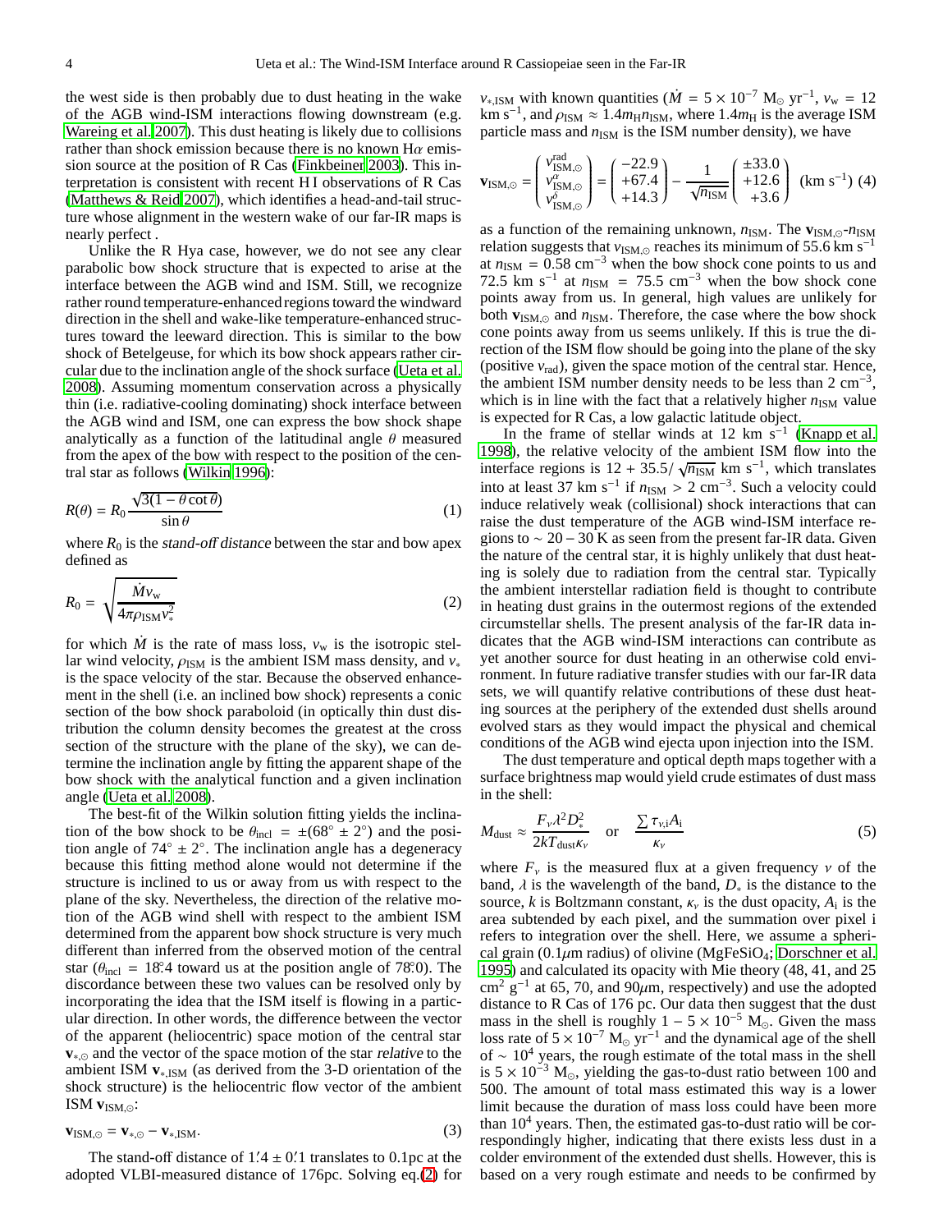the west side is then probably due to dust heating in the wake of the AGB wind-ISM interactions flowing downstream (e.g. Wareing et al. 2007). This dust heating is likely due to collisions rather than shock emission because there is no known H$\alpha$ emission source at the position of R Cas (Finkbeiner 2003). This interpretation is consistent with recent H I observations of R Cas (Matthews & Reid 2007), which identifies a head-and-tail structure whose alignment in the western wake of our far-IR maps is nearly perfect .

Unlike the R Hya case, however, we do not see any clear parabolic bow shock structure that is expected to arise at the interface between the AGB wind and ISM. Still, we recognize rather round temperature-enhanced regions toward the windward direction in the shell and wake-like temperature-enhanced structures toward the leeward direction. This is similar to the bow shock of Betelgeuse, for which its bow shock appears rather circular due to the inclination angle of the shock surface (Ueta et al. 2008). Assuming momentum conservation across a physically thin (i.e. radiative-cooling dominating) shock interface between the AGB wind and ISM, one can express the bow shock shape analytically as a function of the latitudinal angle $\theta$ measured from the apex of the bow with respect to the position of the central star as follows (Wilkin 1996):

$$R(\theta) = R_0 \frac{\sqrt{3(1-\theta \cot\theta)}}{\sin\theta} \tag{1}$$

where $R_0$ is the *stand-off distance* between the star and bow apex defined as

$$R_0 = \sqrt{\frac{\dot{M} v_{\rm w}}{4\pi \rho_{\rm ISM} v_*^2}} \tag{2}$$

for which $\dot{M}$ is the rate of mass loss, $v_{\rm w}$ is the isotropic stellar wind velocity, $\rho_{\rm ISM}$ is the ambient ISM mass density, and $v_*$ is the space velocity of the star. Because the observed enhancement in the shell (i.e. an inclined bow shock) represents a conic section of the bow shock paraboloid (in optically thin dust distribution the column density becomes the greatest at the cross section of the structure with the plane of the sky), we can determine the inclination angle by fitting the apparent shape of the bow shock with the analytical function and a given inclination angle (Ueta et al. 2008).

The best-fit of the Wilkin solution fitting yields the inclination of the bow shock to be $\theta_{\rm incl} = \pm(68^\circ \pm 2^\circ)$ and the position angle of $74^\circ \pm 2^\circ$. The inclination angle has a degeneracy because this fitting method alone would not determine if the structure is inclined to us or away from us with respect to the plane of the sky. Nevertheless, the direction of the relative motion of the AGB wind shell with respect to the ambient ISM determined from the apparent bow shock structure is very much different than inferred from the observed motion of the central star ($\theta_{\rm incl} = 18^\circ\!.4$ toward us at the position angle of $78^\circ\!.0$). The discordance between these two values can be resolved only by incorporating the idea that the ISM itself is flowing in a particular direction. In other words, the difference between the vector of the apparent (heliocentric) space motion of the central star $\mathbf{v}_{*,\odot}$ and the vector of the space motion of the star *relative* to the ambient ISM $\mathbf{v}_{*,\rm ISM}$ (as derived from the 3-D orientation of the shock structure) is the heliocentric flow vector of the ambient ISM $\mathbf{v}_{\rm ISM,\odot}$:

$$\mathbf{v}_{\rm ISM,\odot} = \mathbf{v}_{*,\odot} - \mathbf{v}_{*,\rm ISM}. \tag{3}$$

The stand-off distance of $1'\!.4 \pm 0'\!.1$ translates to 0.1pc at the adopted VLBI-measured distance of 176pc. Solving eq.(2) for $v_{*,\rm ISM}$ with known quantities ($\dot{M} = 5 \times 10^{-7}$ M$_\odot$ yr$^{-1}$, $v_{\rm w} = 12$ km s$^{-1}$, and $\rho_{\rm ISM} \approx 1.4 m_{\rm H} n_{\rm ISM}$, where $1.4 m_{\rm H}$ is the average ISM particle mass and $n_{\rm ISM}$ is the ISM number density), we have

$$\mathbf{v}_{\rm ISM,\odot} = \begin{pmatrix} v^{\rm rad}_{\rm ISM,\odot} \\ v^{\alpha}_{\rm ISM,\odot} \\ v^{\delta}_{\rm ISM,\odot} \end{pmatrix} = \begin{pmatrix} -22.9 \\ +67.4 \\ +14.3 \end{pmatrix} - \frac{1}{\sqrt{n_{\rm ISM}}} \begin{pmatrix} \pm 33.0 \\ +12.6 \\ +3.6 \end{pmatrix} \ (\text{km s}^{-1}) \tag{4}$$

as a function of the remaining unknown, $n_{\rm ISM}$. The $\mathbf{v}_{\rm ISM,\odot}$-$n_{\rm ISM}$ relation suggests that $v_{\rm ISM,\odot}$ reaches its minimum of 55.6 km s$^{-1}$ at $n_{\rm ISM} = 0.58$ cm$^{-3}$ when the bow shock cone points to us and 72.5 km s$^{-1}$ at $n_{\rm ISM} = 75.5$ cm$^{-3}$ when the bow shock cone points away from us. In general, high values are unlikely for both $\mathbf{v}_{\rm ISM,\odot}$ and $n_{\rm ISM}$. Therefore, the case where the bow shock cone points away from us seems unlikely. If this is true the direction of the ISM flow should be going into the plane of the sky (positive $v_{\rm rad}$), given the space motion of the central star. Hence, the ambient ISM number density needs to be less than 2 cm$^{-3}$, which is in line with the fact that a relatively higher $n_{\rm ISM}$ value is expected for R Cas, a low galactic latitude object.

In the frame of stellar winds at 12 km s$^{-1}$ (Knapp et al. 1998), the relative velocity of the ambient ISM flow into the interface regions is $12 + 35.5/\sqrt{n_{\rm ISM}}$ km s$^{-1}$, which translates into at least 37 km s$^{-1}$ if $n_{\rm ISM} > 2$ cm$^{-3}$. Such a velocity could induce relatively weak (collisional) shock interactions that can raise the dust temperature of the AGB wind-ISM interface regions to $\sim 20-30$ K as seen from the present far-IR data. Given the nature of the central star, it is highly unlikely that dust heating is solely due to radiation from the central star. Typically the ambient interstellar radiation field is thought to contribute in heating dust grains in the outermost regions of the extended circumstellar shells. The present analysis of the far-IR data indicates that the AGB wind-ISM interactions can contribute as yet another source for dust heating in an otherwise cold environment. In future radiative transfer studies with our far-IR data sets, we will quantify relative contributions of these dust heating sources at the periphery of the extended dust shells around evolved stars as they would impact the physical and chemical conditions of the AGB wind ejecta upon injection into the ISM.

The dust temperature and optical depth maps together with a surface brightness map would yield crude estimates of dust mass in the shell:

$$M_{\rm dust} \approx \frac{F_\nu \lambda^2 D_*^2}{2kT_{\rm dust}\kappa_\nu} \quad \text{or} \quad \frac{\sum \tau_{\nu,\rm i} A_{\rm i}}{\kappa_\nu} \tag{5}$$

where $F_\nu$ is the measured flux at a given frequency $\nu$ of the band, $\lambda$ is the wavelength of the band, $D_*$ is the distance to the source, $k$ is Boltzmann constant, $\kappa_\nu$ is the dust opacity, $A_{\rm i}$ is the area subtended by each pixel, and the summation over pixel i refers to integration over the shell. Here, we assume a spherical grain (0.1$\mu$m radius) of olivine ($MgFeSiO_4$; Dorschner et al. 1995) and calculated its opacity with Mie theory (48, 41, and 25 cm$^2$ g$^{-1}$ at 65, 70, and 90$\mu$m, respectively) and use the adopted distance to R Cas of 176 pc. Our data then suggest that the dust mass in the shell is roughly $1-5 \times 10^{-5}$ M$_\odot$. Given the mass loss rate of $5 \times 10^{-7}$ M$_\odot$ yr$^{-1}$ and the dynamical age of the shell of $\sim 10^4$ years, the rough estimate of the total mass in the shell is $5 \times 10^{-3}$ M$_\odot$, yielding the gas-to-dust ratio between 100 and 500. The amount of total mass estimated this way is a lower limit because the duration of mass loss could have been more than $10^4$ years. Then, the estimated gas-to-dust ratio will be correspondingly higher, indicating that there exists less dust in a colder environment of the extended dust shells. However, this is based on a very rough estimate and needs to be confirmed by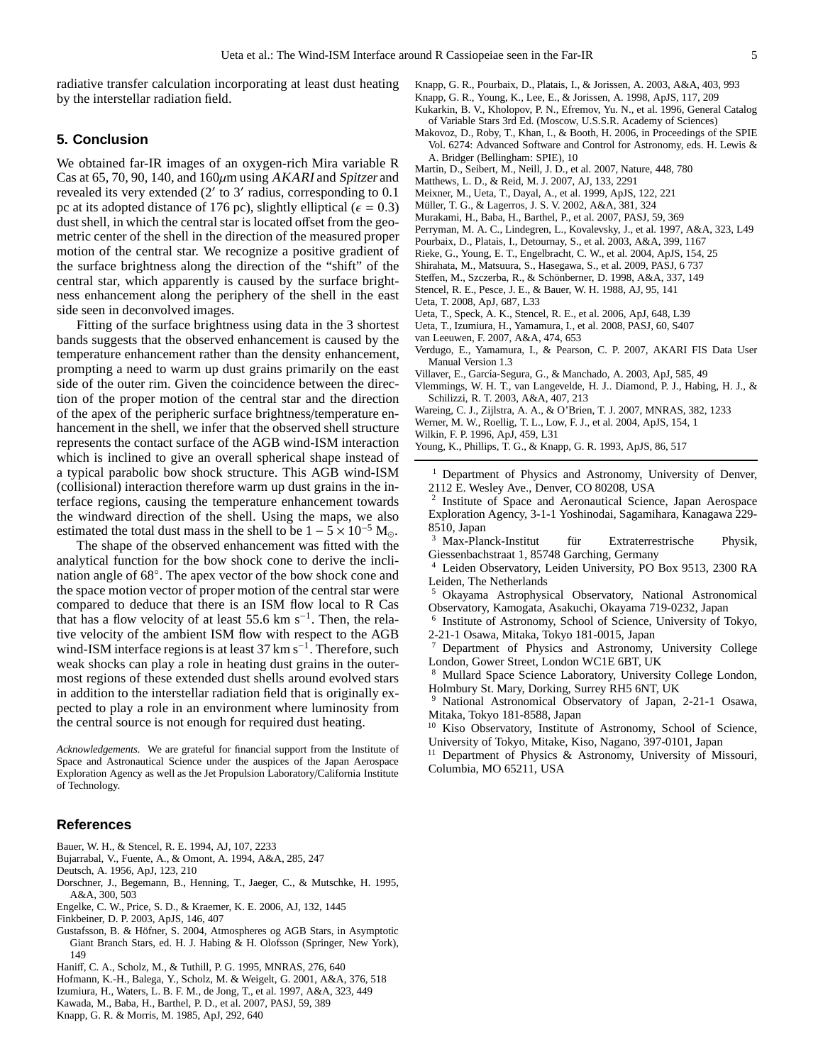radiative transfer calculation incorporating at least dust heating by the interstellar radiation field.

## 5. Conclusion

We obtained far-IR images of an oxygen-rich Mira variable R Cas at 65, 70, 90, 140, and 160$\mu$m using *AKARI* and *Spitzer* and revealed its very extended (2′ to 3′ radius, corresponding to 0.1 pc at its adopted distance of 176 pc), slightly elliptical ($\epsilon = 0.3$) dust shell, in which the central star is located offset from the geometric center of the shell in the direction of the measured proper motion of the central star. We recognize a positive gradient of the surface brightness along the direction of the "shift" of the central star, which apparently is caused by the surface brightness enhancement along the periphery of the shell in the east side seen in deconvolved images.

Fitting of the surface brightness using data in the 3 shortest bands suggests that the observed enhancement is caused by the temperature enhancement rather than the density enhancement, prompting a need to warm up dust grains primarily on the east side of the outer rim. Given the coincidence between the direction of the proper motion of the central star and the direction of the apex of the peripheric surface brightness/temperature enhancement in the shell, we infer that the observed shell structure represents the contact surface of the AGB wind-ISM interaction which is inclined to give an overall spherical shape instead of a typical parabolic bow shock structure. This AGB wind-ISM (collisional) interaction therefore warm up dust grains in the interface regions, causing the temperature enhancement towards the windward direction of the shell. Using the maps, we also estimated the total dust mass in the shell to be $1 - 5 \times 10^{-5}$ $M_{\odot}$.

The shape of the observed enhancement was fitted with the analytical function for the bow shock cone to derive the inclination angle of 68°. The apex vector of the bow shock cone and the space motion vector of proper motion of the central star were compared to deduce that there is an ISM flow local to R Cas that has a flow velocity of at least 55.6 km s$^{-1}$. Then, the relative velocity of the ambient ISM flow with respect to the AGB wind-ISM interface regions is at least 37 km s$^{-1}$. Therefore, such weak shocks can play a role in heating dust grains in the outermost regions of these extended dust shells around evolved stars in addition to the interstellar radiation field that is originally expected to play a role in an environment where luminosity from the central source is not enough for required dust heating.

*Acknowledgements.* We are grateful for financial support from the Institute of Space and Astronautical Science under the auspices of the Japan Aerospace Exploration Agency as well as the Jet Propulsion Laboratory/California Institute of Technology.

## References

Bauer, W. H., & Stencel, R. E. 1994, AJ, 107, 2233
Bujarrabal, V., Fuente, A., & Omont, A. 1994, A&A, 285, 247
Deutsch, A. 1956, ApJ, 123, 210
Dorschner, J., Begemann, B., Henning, T., Jaeger, C., & Mutschke, H. 1995, A&A, 300, 503
Engelke, C. W., Price, S. D., & Kraemer, K. E. 2006, AJ, 132, 1445
Finkbeiner, D. P. 2003, ApJS, 146, 407
Gustafsson, B. & Höfner, S. 2004, Atmospheres og AGB Stars, in Asymptotic Giant Branch Stars, ed. H. J. Habing & H. Olofsson (Springer, New York), 149
Haniff, C. A., Scholz, M., & Tuthill, P. G. 1995, MNRAS, 276, 640
Hofmann, K.-H., Balega, Y., Scholz, M. & Weigelt, G. 2001, A&A, 376, 518
Izumiura, H., Waters, L. B. F. M., de Jong, T., et al. 1997, A&A, 323, 449
Kawada, M., Baba, H., Barthel, P. D., et al. 2007, PASJ, 59, 389
Knapp, G. R. & Morris, M. 1985, ApJ, 292, 640
Knapp, G. R., Pourbaix, D., Platais, I., & Jorissen, A. 2003, A&A, 403, 993
Knapp, G. R., Young, K., Lee, E., & Jorissen, A. 1998, ApJS, 117, 209
Kukarkin, B. V., Kholopov, P. N., Efremov, Yu. N., et al. 1996, General Catalog of Variable Stars 3rd Ed. (Moscow, U.S.S.R. Academy of Sciences)
Makovoz, D., Roby, T., Khan, I., & Booth, H. 2006, in Proceedings of the SPIE Vol. 6274: Advanced Software and Control for Astronomy, eds. H. Lewis & A. Bridger (Bellingham: SPIE), 10
Martin, D., Seibert, M., Neill, J. D., et al. 2007, Nature, 448, 780
Matthews, L. D., & Reid, M. J. 2007, AJ, 133, 2291
Meixner, M., Ueta, T., Dayal, A., et al. 1999, ApJS, 122, 221
Müller, T. G., & Lagerros, J. S. V. 2002, A&A, 381, 324
Murakami, H., Baba, H., Barthel, P., et al. 2007, PASJ, 59, 369
Perryman, M. A. C., Lindegren, L., Kovalevsky, J., et al. 1997, A&A, 323, L49
Pourbaix, D., Platais, I., Detournay, S., et al. 2003, A&A, 399, 1167
Rieke, G., Young, E. T., Engelbracht, C. W., et al. 2004, ApJS, 154, 25
Shirahata, M., Matsuura, S., Hasegawa, S., et al. 2009, PASJ, 6 737
Steffen, M., Szczerba, R., & Schönberner, D. 1998, A&A, 337, 149
Stencel, R. E., Pesce, J. E., & Bauer, W. H. 1988, AJ, 95, 141
Ueta, T. 2008, ApJ, 687, L33
Ueta, T., Speck, A. K., Stencel, R. E., et al. 2006, ApJ, 648, L39
Ueta, T., Izumiura, H., Yamamura, I., et al. 2008, PASJ, 60, S407
van Leeuwen, F. 2007, A&A, 474, 653
Verdugo, E., Yamamura, I., & Pearson, C. P. 2007, AKARI FIS Data User Manual Version 1.3
Villaver, E., García-Segura, G., & Manchado, A. 2003, ApJ, 585, 49
Vlemmings, W. H. T., van Langevelde, H. J.. Diamond, P. J., Habing, H. J., & Schilizzi, R. T. 2003, A&A, 407, 213
Wareing, C. J., Zijlstra, A. A., & O'Brien, T. J. 2007, MNRAS, 382, 1233
Werner, M. W., Roellig, T. L., Low, F. J., et al. 2004, ApJS, 154, 1
Wilkin, F. P. 1996, ApJ, 459, L31
Young, K., Phillips, T. G., & Knapp, G. R. 1993, ApJS, 86, 517

---

[1] Department of Physics and Astronomy, University of Denver, 2112 E. Wesley Ave., Denver, CO 80208, USA
[2] Institute of Space and Aeronautical Science, Japan Aerospace Exploration Agency, 3-1-1 Yoshinodai, Sagamihara, Kanagawa 229-8510, Japan
[3] Max-Planck-Institut für Extraterrestrische Physik, Giessenbachstraat 1, 85748 Garching, Germany
[4] Leiden Observatory, Leiden University, PO Box 9513, 2300 RA Leiden, The Netherlands
[5] Okayama Astrophysical Observatory, National Astronomical Observatory, Kamogata, Asakuchi, Okayama 719-0232, Japan
[6] Institute of Astronomy, School of Science, University of Tokyo, 2-21-1 Osawa, Mitaka, Tokyo 181-0015, Japan
[7] Department of Physics and Astronomy, University College London, Gower Street, London WC1E 6BT, UK
[8] Mullard Space Science Laboratory, University College London, Holmbury St. Mary, Dorking, Surrey RH5 6NT, UK
[9] National Astronomical Observatory of Japan, 2-21-1 Osawa, Mitaka, Tokyo 181-8588, Japan
[10] Kiso Observatory, Institute of Astronomy, School of Science, University of Tokyo, Mitake, Kiso, Nagano, 397-0101, Japan
[11] Department of Physics & Astronomy, University of Missouri, Columbia, MO 65211, USA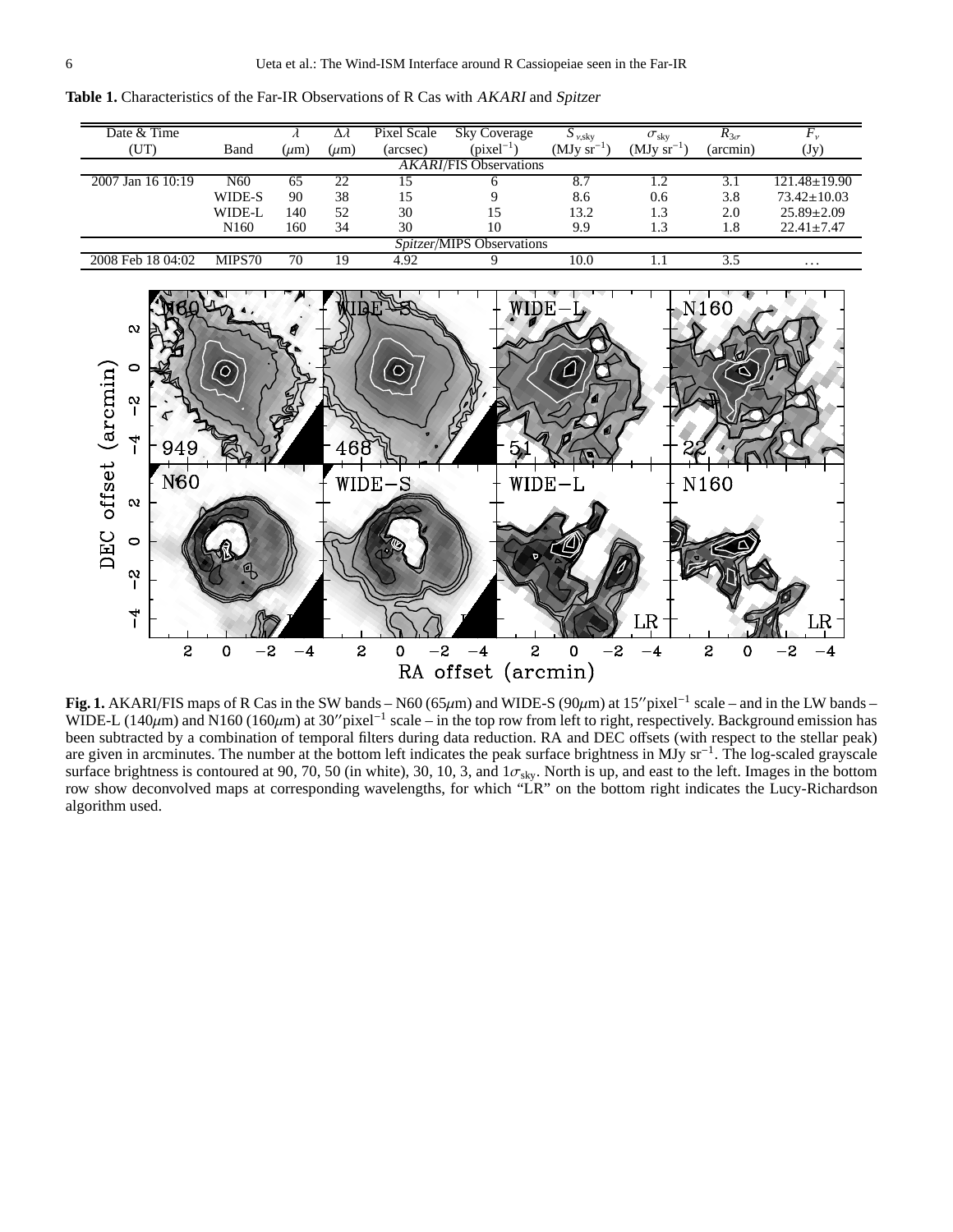**Table 1.** Characteristics of the Far-IR Observations of R Cas with *AKARI* and *Spitzer*

| Date & Time (UT) | Band | $\lambda$ ($\mu$m) | $\Delta\lambda$ ($\mu$m) | Pixel Scale (arcsec) | Sky Coverage (pixel$^{-1}$) | $S_{\nu,\mathrm{sky}}$ (MJy sr$^{-1}$) | $\sigma_{\mathrm{sky}}$ (MJy sr$^{-1}$) | $R_{3\sigma}$ (arcmin) | $F_\nu$ (Jy) |
|---|---|---|---|---|---|---|---|---|---|
| *AKARI*/FIS Observations | | | | | | | | | |
| 2007 Jan 16 10:19 | N60 | 65 | 22 | 15 | 6 | 8.7 | 1.2 | 3.1 | 121.48±19.90 |
| | WIDE-S | 90 | 38 | 15 | 9 | 8.6 | 0.6 | 3.8 | 73.42±10.03 |
| | WIDE-L | 140 | 52 | 30 | 15 | 13.2 | 1.3 | 2.0 | 25.89±2.09 |
| | N160 | 160 | 34 | 30 | 10 | 9.9 | 1.3 | 1.8 | 22.41±7.47 |
| *Spitzer*/MIPS Observations | | | | | | | | | |
| 2008 Feb 18 04:02 | MIPS70 | 70 | 19 | 4.92 | 9 | 10.0 | 1.1 | 3.5 | ... |

**Fig. 1.** AKARI/FIS maps of R Cas in the SW bands – N60 (65$\mu$m) and WIDE-S (90$\mu$m) at 15″pixel$^{-1}$ scale – and in the LW bands – WIDE-L (140$\mu$m) and N160 (160$\mu$m) at 30″pixel$^{-1}$ scale – in the top row from left to right, respectively. Background emission has been subtracted by a combination of temporal filters during data reduction. RA and DEC offsets (with respect to the stellar peak) are given in arcminutes. The number at the bottom left indicates the peak surface brightness in MJy sr$^{-1}$. The log-scaled grayscale surface brightness is contoured at 90, 70, 50 (in white), 30, 10, 3, and 1$\sigma_{\mathrm{sky}}$. North is up, and east to the left. Images in the bottom row show deconvolved maps at corresponding wavelengths, for which "LR" on the bottom right indicates the Lucy-Richardson algorithm used.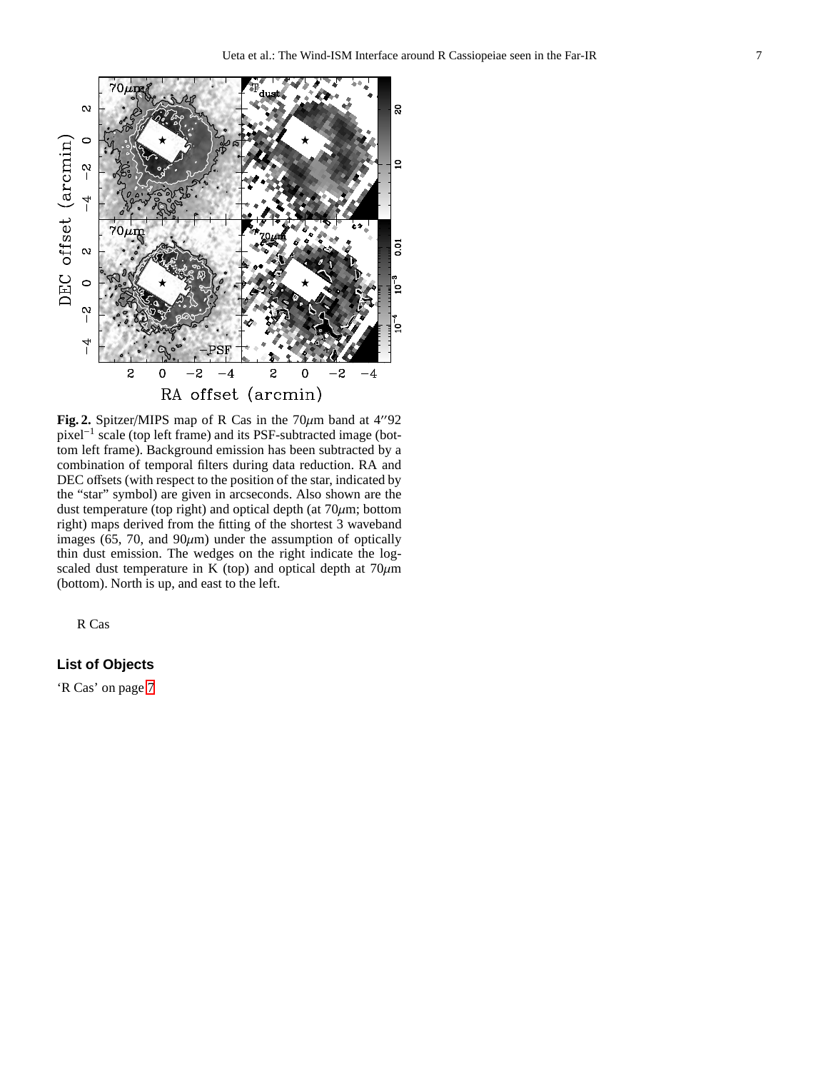70μm

T dust

20

10

70μm

70μm

0.01

$10^{-3}$

$10^{-4}$

PSF

DEC offset (arcmin)

2 0 −2 −4

RA offset (arcmin)

2 0 −2 −4 2 0 −2 −4

**Fig. 2.** Spitzer/MIPS map of R Cas in the 70$\mu$m band at 4″92 pixel$^{-1}$ scale (top left frame) and its PSF-subtracted image (bottom left frame). Background emission has been subtracted by a combination of temporal filters during data reduction. RA and DEC offsets (with respect to the position of the star, indicated by the "star" symbol) are given in arcseconds. Also shown are the dust temperature (top right) and optical depth (at 70$\mu$m; bottom right) maps derived from the fitting of the shortest 3 waveband images (65, 70, and 90$\mu$m) under the assumption of optically thin dust emission. The wedges on the right indicate the log-scaled dust temperature in K (top) and optical depth at 70$\mu$m (bottom). North is up, and east to the left.

R Cas

## List of Objects

'R Cas' on page 7